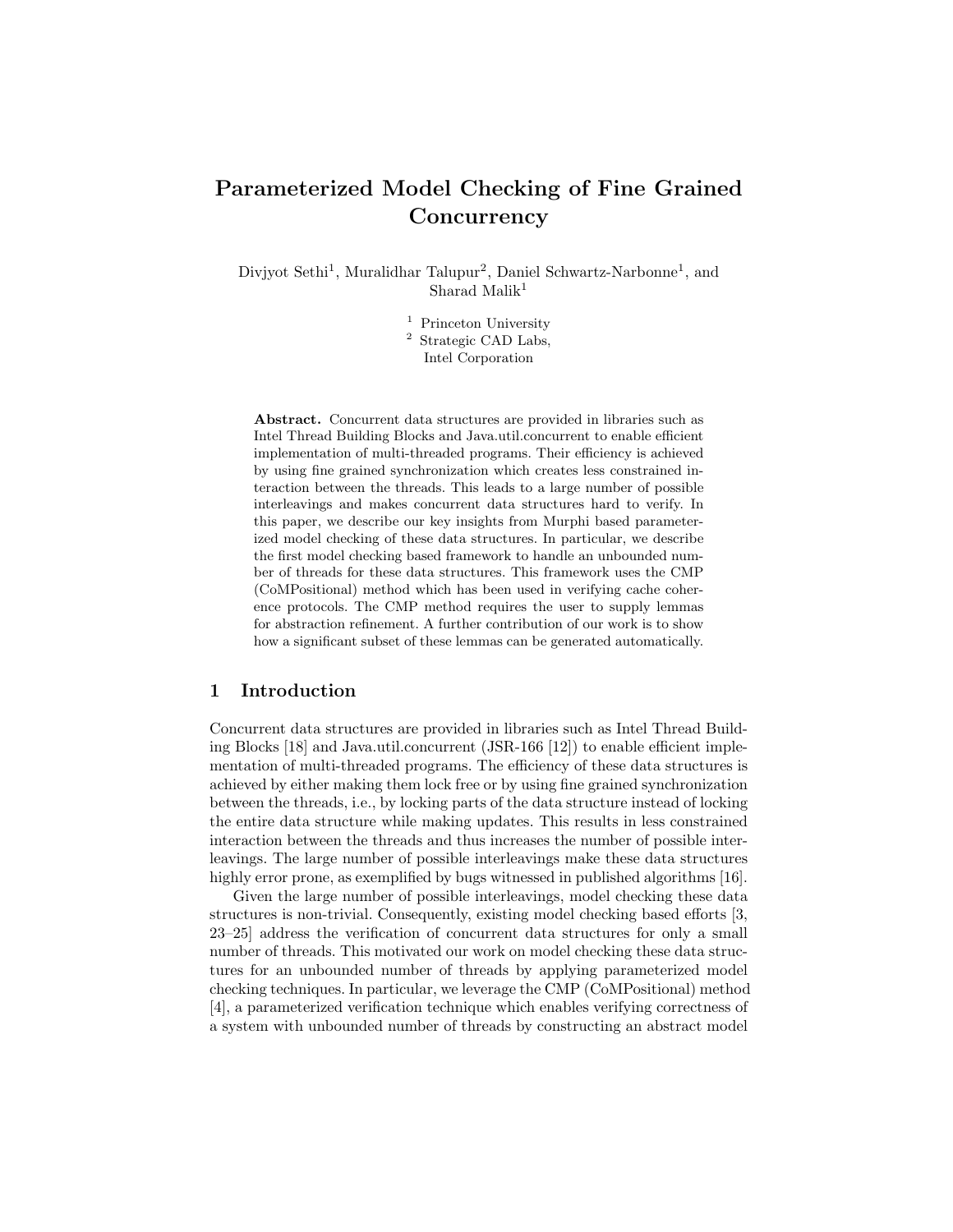# Parameterized Model Checking of Fine Grained Concurrency

Divjyot Sethi[1], Muralidhar Talupur[2], Daniel Schwartz-Narbonne[1], and Sharad Malik[1]

[1] Princeton University
[2] Strategic CAD Labs, Intel Corporation

**Abstract.** Concurrent data structures are provided in libraries such as Intel Thread Building Blocks and Java.util.concurrent to enable efficient implementation of multi-threaded programs. Their efficiency is achieved by using fine grained synchronization which creates less constrained interaction between the threads. This leads to a large number of possible interleavings and makes concurrent data structures hard to verify. In this paper, we describe our key insights from Murphi based parameterized model checking of these data structures. In particular, we describe the first model checking based framework to handle an unbounded number of threads for these data structures. This framework uses the CMP (CoMPositional) method which has been used in verifying cache coherence protocols. The CMP method requires the user to supply lemmas for abstraction refinement. A further contribution of our work is to show how a significant subset of these lemmas can be generated automatically.

## 1 Introduction

Concurrent data structures are provided in libraries such as Intel Thread Building Blocks [18] and Java.util.concurrent (JSR-166 [12]) to enable efficient implementation of multi-threaded programs. The efficiency of these data structures is achieved by either making them lock free or by using fine grained synchronization between the threads, i.e., by locking parts of the data structure instead of locking the entire data structure while making updates. This results in less constrained interaction between the threads and thus increases the number of possible interleavings. The large number of possible interleavings make these data structures highly error prone, as exemplified by bugs witnessed in published algorithms [16].

Given the large number of possible interleavings, model checking these data structures is non-trivial. Consequently, existing model checking based efforts [3, 23–25] address the verification of concurrent data structures for only a small number of threads. This motivated our work on model checking these data structures for an unbounded number of threads by applying parameterized model checking techniques. In particular, we leverage the CMP (CoMPositional) method [4], a parameterized verification technique which enables verifying correctness of a system with unbounded number of threads by constructing an abstract model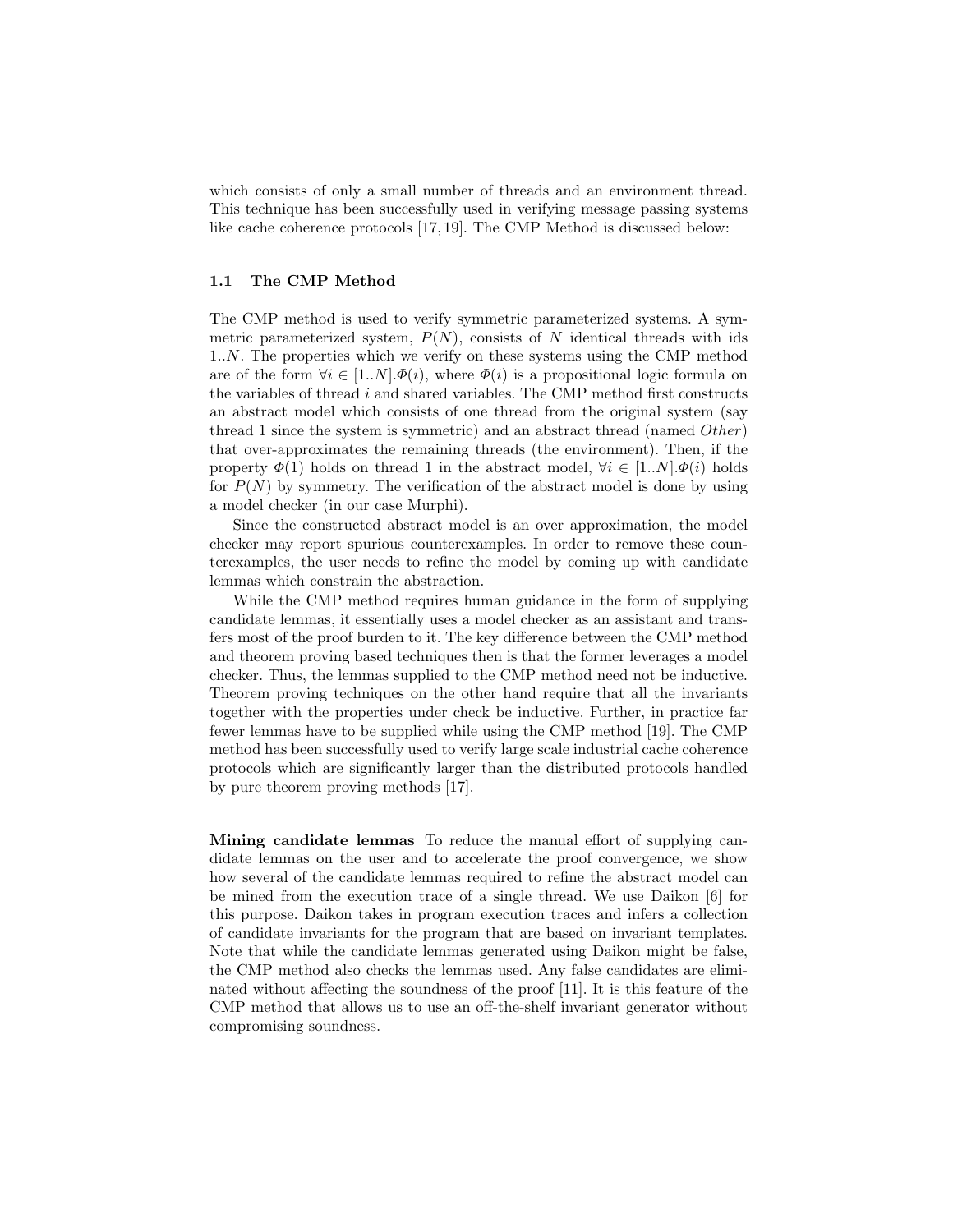which consists of only a small number of threads and an environment thread. This technique has been successfully used in verifying message passing systems like cache coherence protocols [17, 19]. The CMP Method is discussed below:

### 1.1 The CMP Method

The CMP method is used to verify symmetric parameterized systems. A symmetric parameterized system, $P(N)$, consists of $N$ identical threads with ids $1..N$. The properties which we verify on these systems using the CMP method are of the form $\forall i \in [1..N].\Phi(i)$, where $\Phi(i)$ is a propositional logic formula on the variables of thread $i$ and shared variables. The CMP method first constructs an abstract model which consists of one thread from the original system (say thread 1 since the system is symmetric) and an abstract thread (named *Other*) that over-approximates the remaining threads (the environment). Then, if the property $\Phi(1)$ holds on thread 1 in the abstract model, $\forall i \in [1..N].\Phi(i)$ holds for $P(N)$ by symmetry. The verification of the abstract model is done by using a model checker (in our case Murphi).

Since the constructed abstract model is an over approximation, the model checker may report spurious counterexamples. In order to remove these counterexamples, the user needs to refine the model by coming up with candidate lemmas which constrain the abstraction.

While the CMP method requires human guidance in the form of supplying candidate lemmas, it essentially uses a model checker as an assistant and transfers most of the proof burden to it. The key difference between the CMP method and theorem proving based techniques then is that the former leverages a model checker. Thus, the lemmas supplied to the CMP method need not be inductive. Theorem proving techniques on the other hand require that all the invariants together with the properties under check be inductive. Further, in practice far fewer lemmas have to be supplied while using the CMP method [19]. The CMP method has been successfully used to verify large scale industrial cache coherence protocols which are significantly larger than the distributed protocols handled by pure theorem proving methods [17].

**Mining candidate lemmas** To reduce the manual effort of supplying candidate lemmas on the user and to accelerate the proof convergence, we show how several of the candidate lemmas required to refine the abstract model can be mined from the execution trace of a single thread. We use Daikon [6] for this purpose. Daikon takes in program execution traces and infers a collection of candidate invariants for the program that are based on invariant templates. Note that while the candidate lemmas generated using Daikon might be false, the CMP method also checks the lemmas used. Any false candidates are eliminated without affecting the soundness of the proof [11]. It is this feature of the CMP method that allows us to use an off-the-shelf invariant generator without compromising soundness.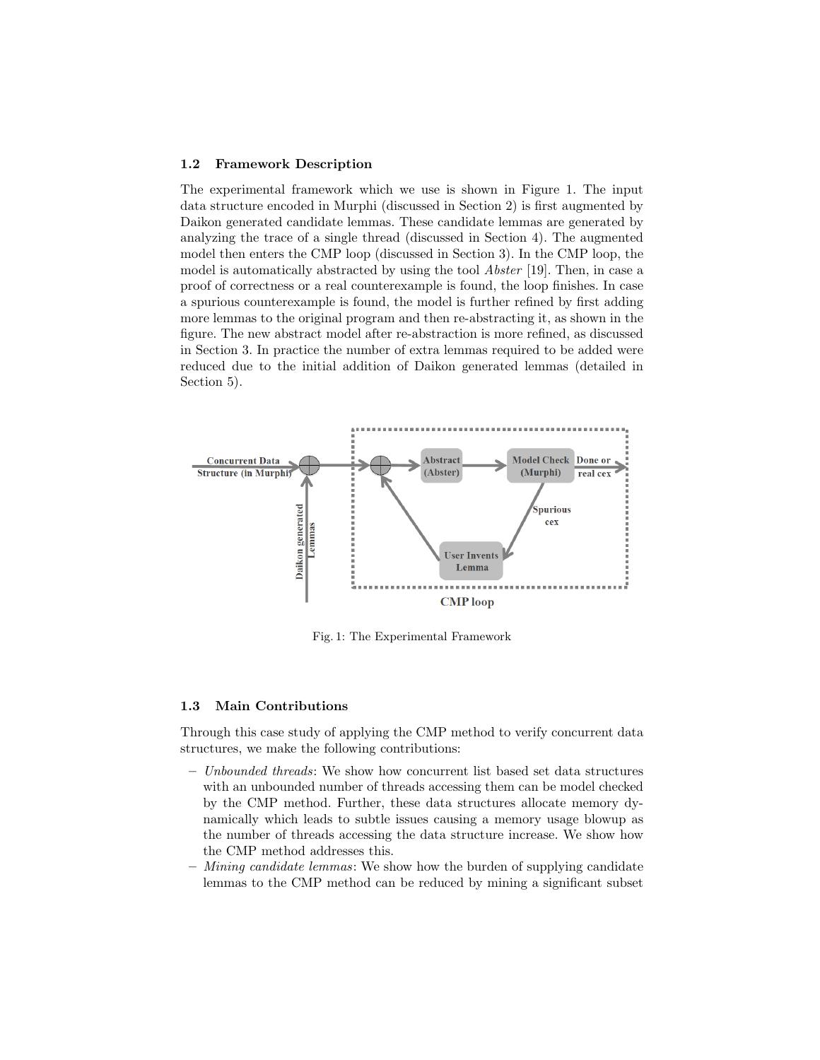### 1.2 Framework Description

The experimental framework which we use is shown in Figure 1. The input data structure encoded in Murphi (discussed in Section 2) is first augmented by Daikon generated candidate lemmas. These candidate lemmas are generated by analyzing the trace of a single thread (discussed in Section 4). The augmented model then enters the CMP loop (discussed in Section 3). In the CMP loop, the model is automatically abstracted by using the tool *Abster* [19]. Then, in case a proof of correctness or a real counterexample is found, the loop finishes. In case a spurious counterexample is found, the model is further refined by first adding more lemmas to the original program and then re-abstracting it, as shown in the figure. The new abstract model after re-abstraction is more refined, as discussed in Section 3. In practice the number of extra lemmas required to be added were reduced due to the initial addition of Daikon generated lemmas (detailed in Section 5).

Fig. 1: The Experimental Framework

### 1.3 Main Contributions

Through this case study of applying the CMP method to verify concurrent data structures, we make the following contributions:

- *Unbounded threads*: We show how concurrent list based set data structures with an unbounded number of threads accessing them can be model checked by the CMP method. Further, these data structures allocate memory dynamically which leads to subtle issues causing a memory usage blowup as the number of threads accessing the data structure increase. We show how the CMP method addresses this.
- *Mining candidate lemmas*: We show how the burden of supplying candidate lemmas to the CMP method can be reduced by mining a significant subset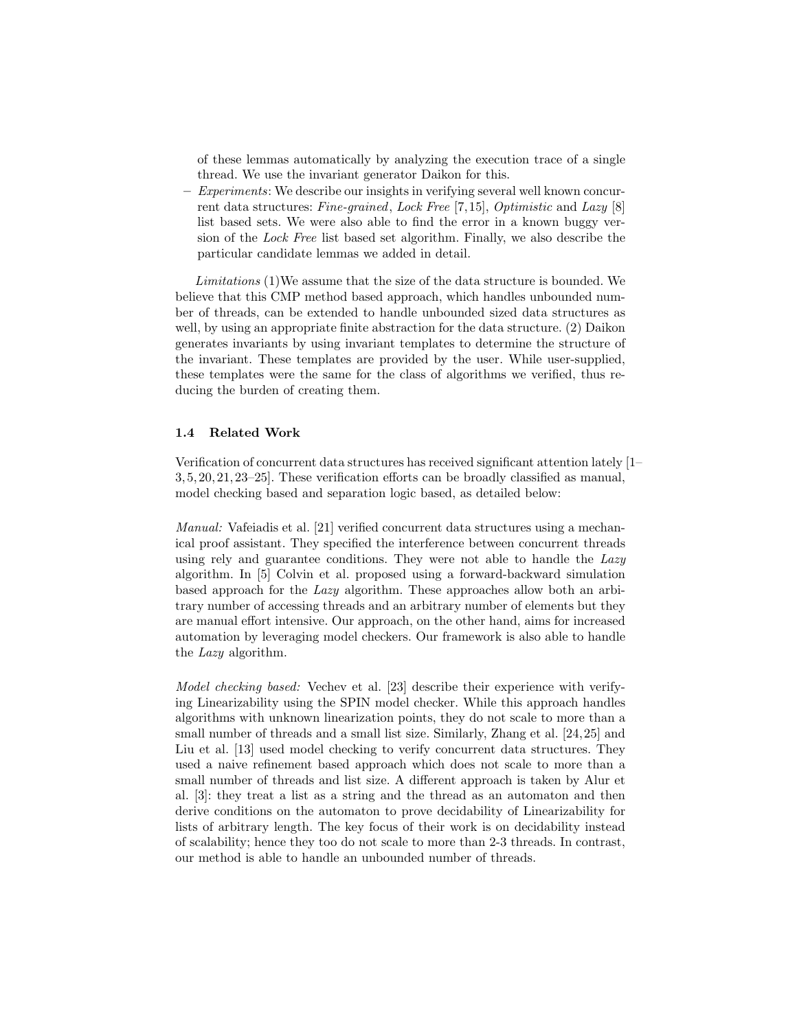of these lemmas automatically by analyzing the execution trace of a single thread. We use the invariant generator Daikon for this.

- *Experiments*: We describe our insights in verifying several well known concurrent data structures: *Fine-grained*, *Lock Free* [7,15], *Optimistic* and *Lazy* [8] list based sets. We were also able to find the error in a known buggy version of the *Lock Free* list based set algorithm. Finally, we also describe the particular candidate lemmas we added in detail.

*Limitations* (1)We assume that the size of the data structure is bounded. We believe that this CMP method based approach, which handles unbounded number of threads, can be extended to handle unbounded sized data structures as well, by using an appropriate finite abstraction for the data structure. (2) Daikon generates invariants by using invariant templates to determine the structure of the invariant. These templates are provided by the user. While user-supplied, these templates were the same for the class of algorithms we verified, thus reducing the burden of creating them.

### 1.4 Related Work

Verification of concurrent data structures has received significant attention lately [1–3, 5, 20, 21, 23–25]. These verification efforts can be broadly classified as manual, model checking based and separation logic based, as detailed below:

*Manual:* Vafeiadis et al. [21] verified concurrent data structures using a mechanical proof assistant. They specified the interference between concurrent threads using rely and guarantee conditions. They were not able to handle the *Lazy* algorithm. In [5] Colvin et al. proposed using a forward-backward simulation based approach for the *Lazy* algorithm. These approaches allow both an arbitrary number of accessing threads and an arbitrary number of elements but they are manual effort intensive. Our approach, on the other hand, aims for increased automation by leveraging model checkers. Our framework is also able to handle the *Lazy* algorithm.

*Model checking based:* Vechev et al. [23] describe their experience with verifying Linearizability using the SPIN model checker. While this approach handles algorithms with unknown linearization points, they do not scale to more than a small number of threads and a small list size. Similarly, Zhang et al. [24, 25] and Liu et al. [13] used model checking to verify concurrent data structures. They used a naive refinement based approach which does not scale to more than a small number of threads and list size. A different approach is taken by Alur et al. [3]: they treat a list as a string and the thread as an automaton and then derive conditions on the automaton to prove decidability of Linearizability for lists of arbitrary length. The key focus of their work is on decidability instead of scalability; hence they too do not scale to more than 2-3 threads. In contrast, our method is able to handle an unbounded number of threads.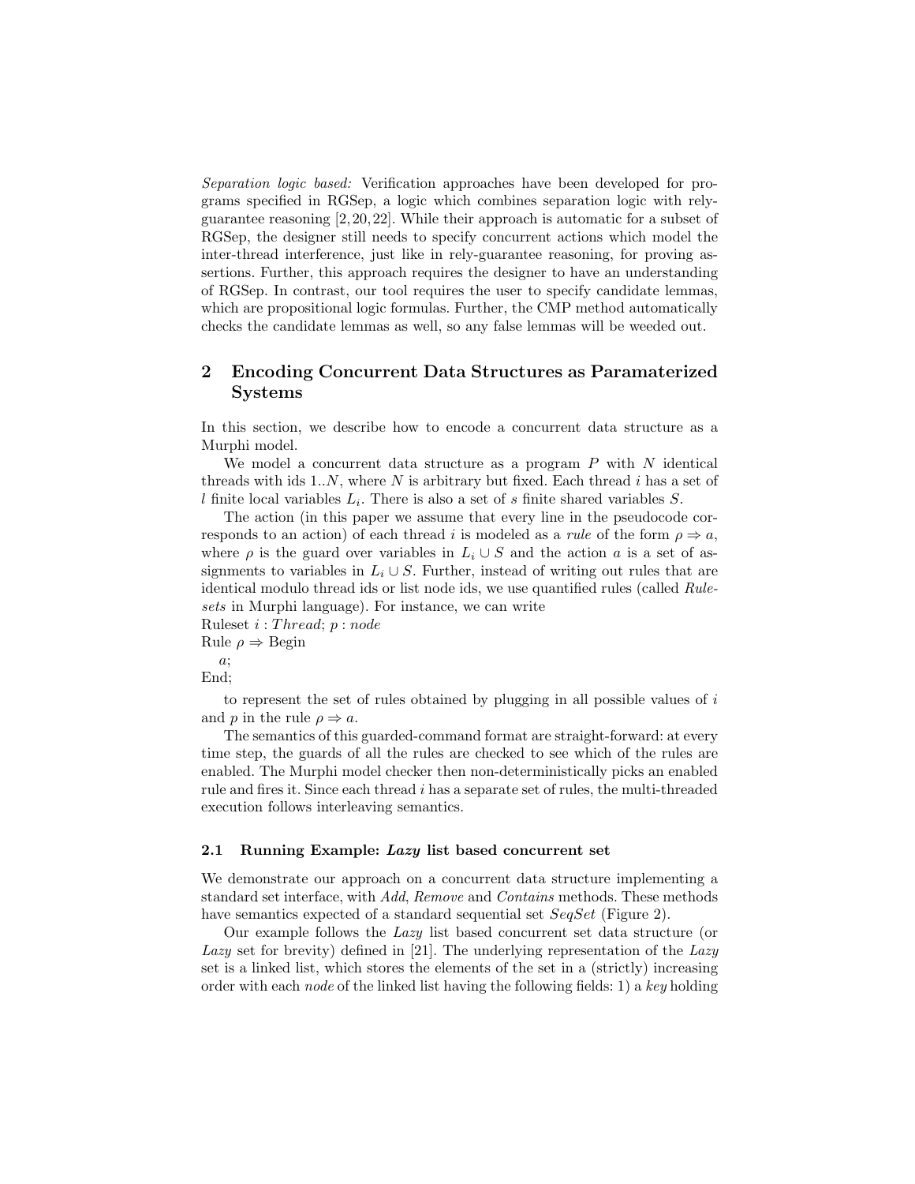*Separation logic based:* Verification approaches have been developed for programs specified in RGSep, a logic which combines separation logic with rely-guarantee reasoning [2, 20, 22]. While their approach is automatic for a subset of RGSep, the designer still needs to specify concurrent actions which model the inter-thread interference, just like in rely-guarantee reasoning, for proving assertions. Further, this approach requires the designer to have an understanding of RGSep. In contrast, our tool requires the user to specify candidate lemmas, which are propositional logic formulas. Further, the CMP method automatically checks the candidate lemmas as well, so any false lemmas will be weeded out.

## 2 Encoding Concurrent Data Structures as Paramaterized Systems

In this section, we describe how to encode a concurrent data structure as a Murphi model.

We model a concurrent data structure as a program $P$ with $N$ identical threads with ids $1..N$, where $N$ is arbitrary but fixed. Each thread $i$ has a set of $l$ finite local variables $L_i$. There is also a set of $s$ finite shared variables $S$.

The action (in this paper we assume that every line in the pseudocode corresponds to an action) of each thread $i$ is modeled as a *rule* of the form $\rho \Rightarrow a$, where $\rho$ is the guard over variables in $L_i \cup S$ and the action $a$ is a set of assignments to variables in $L_i \cup S$. Further, instead of writing out rules that are identical modulo thread ids or list node ids, we use quantified rules (called *Rulesets* in Murphi language). For instance, we can write

Ruleset $i : Thread$; $p : node$
Rule $\rho \Rightarrow$ Begin
  $a$;
End;

to represent the set of rules obtained by plugging in all possible values of $i$ and $p$ in the rule $\rho \Rightarrow a$.

The semantics of this guarded-command format are straight-forward: at every time step, the guards of all the rules are checked to see which of the rules are enabled. The Murphi model checker then non-deterministically picks an enabled rule and fires it. Since each thread $i$ has a separate set of rules, the multi-threaded execution follows interleaving semantics.

### 2.1 Running Example: *Lazy* list based concurrent set

We demonstrate our approach on a concurrent data structure implementing a standard set interface, with *Add*, *Remove* and *Contains* methods. These methods have semantics expected of a standard sequential set *SeqSet* (Figure 2).

Our example follows the *Lazy* list based concurrent set data structure (or *Lazy* set for brevity) defined in [21]. The underlying representation of the *Lazy* set is a linked list, which stores the elements of the set in a (strictly) increasing order with each *node* of the linked list having the following fields: 1) a *key* holding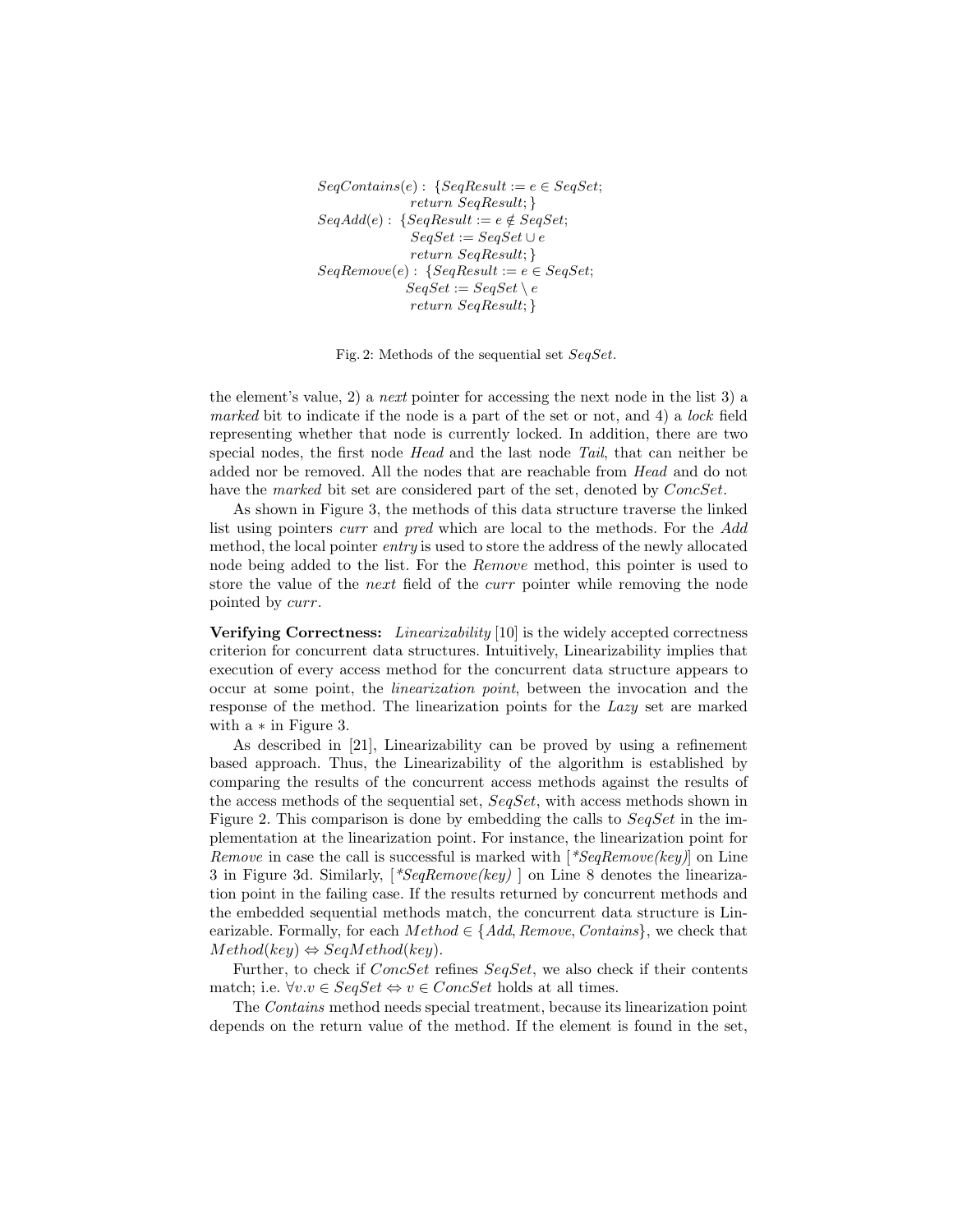$$
\begin{aligned}
SeqContains(e):\ &\{SeqResult := e \in SeqSet;\\
&\quad return\ SeqResult;\}\\
SeqAdd(e):\ &\{SeqResult := e \notin SeqSet;\\
&\quad SeqSet := SeqSet \cup e\\
&\quad return\ SeqResult;\}\\
SeqRemove(e):\ &\{SeqResult := e \in SeqSet;\\
&\quad SeqSet := SeqSet \setminus e\\
&\quad return\ SeqResult;\}
\end{aligned}
$$

Fig. 2: Methods of the sequential set *SeqSet*.

the element's value, 2) a *next* pointer for accessing the next node in the list 3) a *marked* bit to indicate if the node is a part of the set or not, and 4) a *lock* field representing whether that node is currently locked. In addition, there are two special nodes, the first node *Head* and the last node *Tail*, that can neither be added nor be removed. All the nodes that are reachable from *Head* and do not have the *marked* bit set are considered part of the set, denoted by *ConcSet*.

As shown in Figure 3, the methods of this data structure traverse the linked list using pointers *curr* and *pred* which are local to the methods. For the *Add* method, the local pointer *entry* is used to store the address of the newly allocated node being added to the list. For the *Remove* method, this pointer is used to store the value of the *next* field of the *curr* pointer while removing the node pointed by *curr*.

**Verifying Correctness:** *Linearizability* [10] is the widely accepted correctness criterion for concurrent data structures. Intuitively, Linearizability implies that execution of every access method for the concurrent data structure appears to occur at some point, the *linearization point*, between the invocation and the response of the method. The linearization points for the *Lazy* set are marked with a $*$ in Figure 3.

As described in [21], Linearizability can be proved by using a refinement based approach. Thus, the Linearizability of the algorithm is established by comparing the results of the concurrent access methods against the results of the access methods of the sequential set, *SeqSet*, with access methods shown in Figure 2. This comparison is done by embedding the calls to *SeqSet* in the implementation at the linearization point. For instance, the linearization point for *Remove* in case the call is successful is marked with [*\*SeqRemove(key)*] on Line 3 in Figure 3d. Similarly, [*\*SeqRemove(key)* ] on Line 8 denotes the linearization point in the failing case. If the results returned by concurrent methods and the embedded sequential methods match, the concurrent data structure is Linearizable. Formally, for each $Method \in \{Add, Remove, Contains\}$, we check that $Method(key) \Leftrightarrow SeqMethod(key)$.

Further, to check if *ConcSet* refines *SeqSet*, we also check if their contents match; i.e. $\forall v.v \in SeqSet \Leftrightarrow v \in ConcSet$ holds at all times.

The *Contains* method needs special treatment, because its linearization point depends on the return value of the method. If the element is found in the set,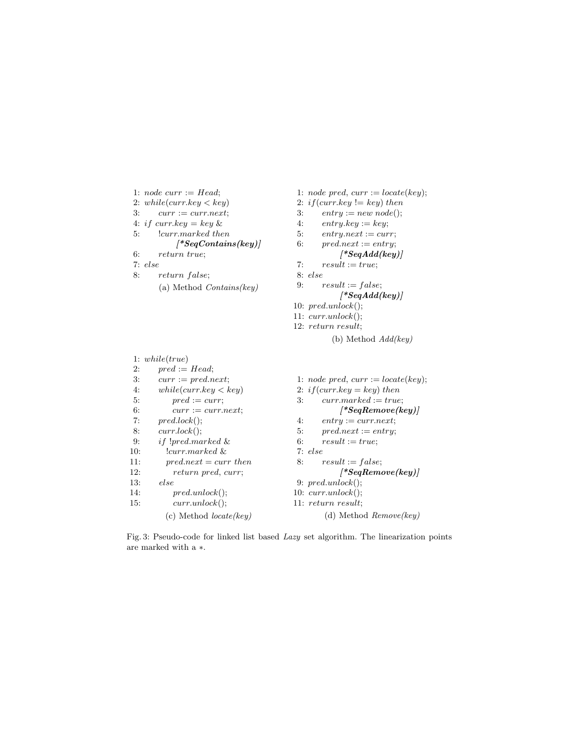```
1: node curr := Head;
2: while(curr.key < key)
3:      curr := curr.next;
4: if curr.key = key &
5:      !curr.marked then
            [*SeqContains(key)]
6:      return true;
7: else
8:      return false;
```

(a) Method *Contains(key)*

```
1: node pred, curr := locate(key);
2: if(curr.key != key) then
3:      entry := new node();
4:      entry.key := key;
5:      entry.next := curr;
6:      pred.next := entry;
            [*SeqAdd(key)]
7:      result := true;
8: else
9:      result := false;
            [*SeqAdd(key)]
10: pred.unlock();
11: curr.unlock();
12: return result;
```

(b) Method *Add(key)*

```
1: while(true)
2:      pred := Head;
3:      curr := pred.next;
4:      while(curr.key < key)
5:          pred := curr;
6:          curr := curr.next;
7:      pred.lock();
8:      curr.lock();
9:      if !pred.marked &
10:       !curr.marked &
11:       pred.next = curr then
12:         return pred, curr;
13:     else
14:         pred.unlock();
15:         curr.unlock();
```

(c) Method *locate(key)*

```
1: node pred, curr := locate(key);
2: if(curr.key = key) then
3:      curr.marked := true;
            [*SeqRemove(key)]
4:      entry := curr.next;
5:      pred.next := entry;
6:      result := true;
7: else
8:      result := false;
            [*SeqRemove(key)]
9: pred.unlock();
10: curr.unlock();
11: return result;
```

(d) Method *Remove(key)*

Fig. 3: Pseudo-code for linked list based *Lazy* set algorithm. The linearization points are marked with a $*$.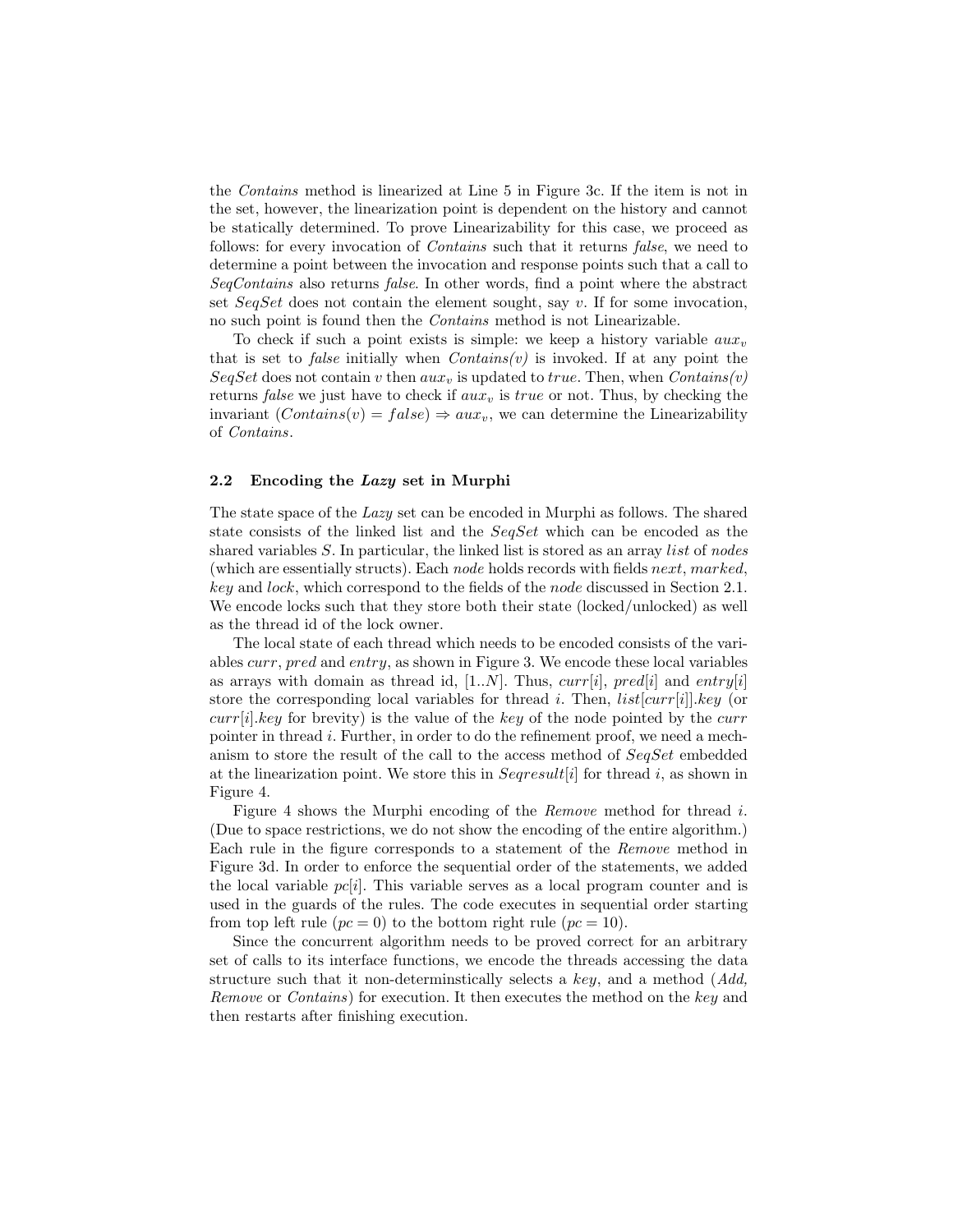the *Contains* method is linearized at Line 5 in Figure 3c. If the item is not in the set, however, the linearization point is dependent on the history and cannot be statically determined. To prove Linearizability for this case, we proceed as follows: for every invocation of *Contains* such that it returns *false*, we need to determine a point between the invocation and response points such that a call to *SeqContains* also returns *false*. In other words, find a point where the abstract set *SeqSet* does not contain the element sought, say $v$. If for some invocation, no such point is found then the *Contains* method is not Linearizable.

To check if such a point exists is simple: we keep a history variable $aux_v$ that is set to *false* initially when *Contains(v)* is invoked. If at any point the *SeqSet* does not contain $v$ then $aux_v$ is updated to $true$. Then, when *Contains(v)* returns *false* we just have to check if $aux_v$ is $true$ or not. Thus, by checking the invariant $(Contains(v) = false) \Rightarrow aux_v$, we can determine the Linearizability of *Contains*.

### 2.2 Encoding the *Lazy* set in Murphi

The state space of the *Lazy* set can be encoded in Murphi as follows. The shared state consists of the linked list and the *SeqSet* which can be encoded as the shared variables $S$. In particular, the linked list is stored as an array *list* of *nodes* (which are essentially structs). Each *node* holds records with fields *next*, *marked*, *key* and *lock*, which correspond to the fields of the *node* discussed in Section 2.1. We encode locks such that they store both their state (locked/unlocked) as well as the thread id of the lock owner.

The local state of each thread which needs to be encoded consists of the variables $curr$, $pred$ and $entry$, as shown in Figure 3. We encode these local variables as arrays with domain as thread id, $[1..N]$. Thus, $curr[i]$, $pred[i]$ and $entry[i]$ store the corresponding local variables for thread $i$. Then, $list[curr[i]].key$ (or $curr[i].key$ for brevity) is the value of the *key* of the node pointed by the *curr* pointer in thread $i$. Further, in order to do the refinement proof, we need a mechanism to store the result of the call to the access method of *SeqSet* embedded at the linearization point. We store this in $Seqresult[i]$ for thread $i$, as shown in Figure 4.

Figure 4 shows the Murphi encoding of the *Remove* method for thread $i$. (Due to space restrictions, we do not show the encoding of the entire algorithm.) Each rule in the figure corresponds to a statement of the *Remove* method in Figure 3d. In order to enforce the sequential order of the statements, we added the local variable $pc[i]$. This variable serves as a local program counter and is used in the guards of the rules. The code executes in sequential order starting from top left rule ($pc = 0$) to the bottom right rule ($pc = 10$).

Since the concurrent algorithm needs to be proved correct for an arbitrary set of calls to its interface functions, we encode the threads accessing the data structure such that it non-determinstically selects a *key*, and a method (*Add, Remove* or *Contains*) for execution. It then executes the method on the *key* and then restarts after finishing execution.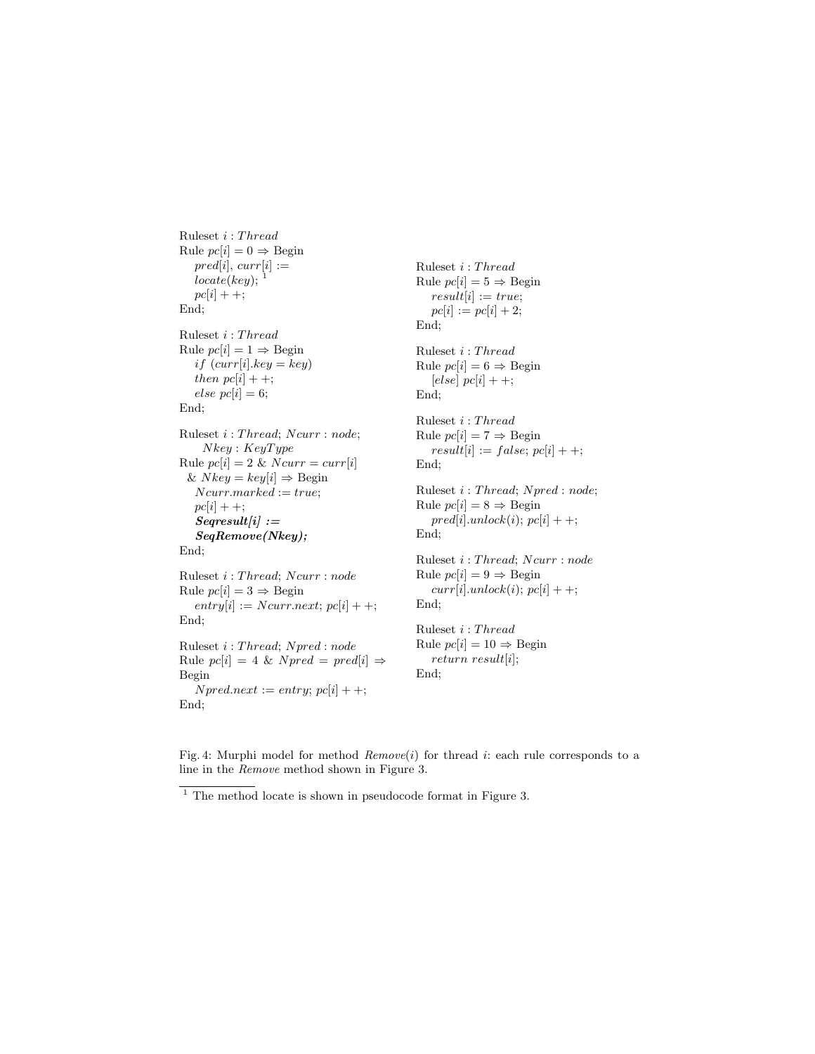```
Ruleset i : Thread
Rule pc[i] = 0 ⇒ Begin
    pred[i], curr[i] :=
    locate(key); [1]
    pc[i]++;
End;

Ruleset i : Thread
Rule pc[i] = 1 ⇒ Begin
    if (curr[i].key = key)
    then pc[i]++;
    else pc[i] = 6;
End;

Ruleset i : Thread; Ncurr : node;
      Nkey : KeyType
Rule pc[i] = 2 & Ncurr = curr[i]
  & Nkey = key[i] ⇒ Begin
    Ncurr.marked := true;
    pc[i]++;
    Seqresult[i] :=
    SeqRemove(Nkey);
End;

Ruleset i : Thread; Ncurr : node
Rule pc[i] = 3 ⇒ Begin
    entry[i] := Ncurr.next; pc[i]++;
End;

Ruleset i : Thread; Npred : node
Rule pc[i] = 4 & Npred = pred[i] ⇒
Begin
    Npred.next := entry; pc[i]++;
End;

Ruleset i : Thread
Rule pc[i] = 5 ⇒ Begin
    result[i] := true;
    pc[i] := pc[i] + 2;
End;

Ruleset i : Thread
Rule pc[i] = 6 ⇒ Begin
    [else] pc[i]++;
End;

Ruleset i : Thread
Rule pc[i] = 7 ⇒ Begin
    result[i] := false; pc[i]++;
End;

Ruleset i : Thread; Npred : node;
Rule pc[i] = 8 ⇒ Begin
    pred[i].unlock(i); pc[i]++;
End;

Ruleset i : Thread; Ncurr : node
Rule pc[i] = 9 ⇒ Begin
    curr[i].unlock(i); pc[i]++;
End;

Ruleset i : Thread
Rule pc[i] = 10 ⇒ Begin
    return result[i];
End;
```

Fig. 4: Murphi model for method *Remove*(*i*) for thread *i*: each rule corresponds to a line in the *Remove* method shown in Figure 3.

[1] The method locate is shown in pseudocode format in Figure 3.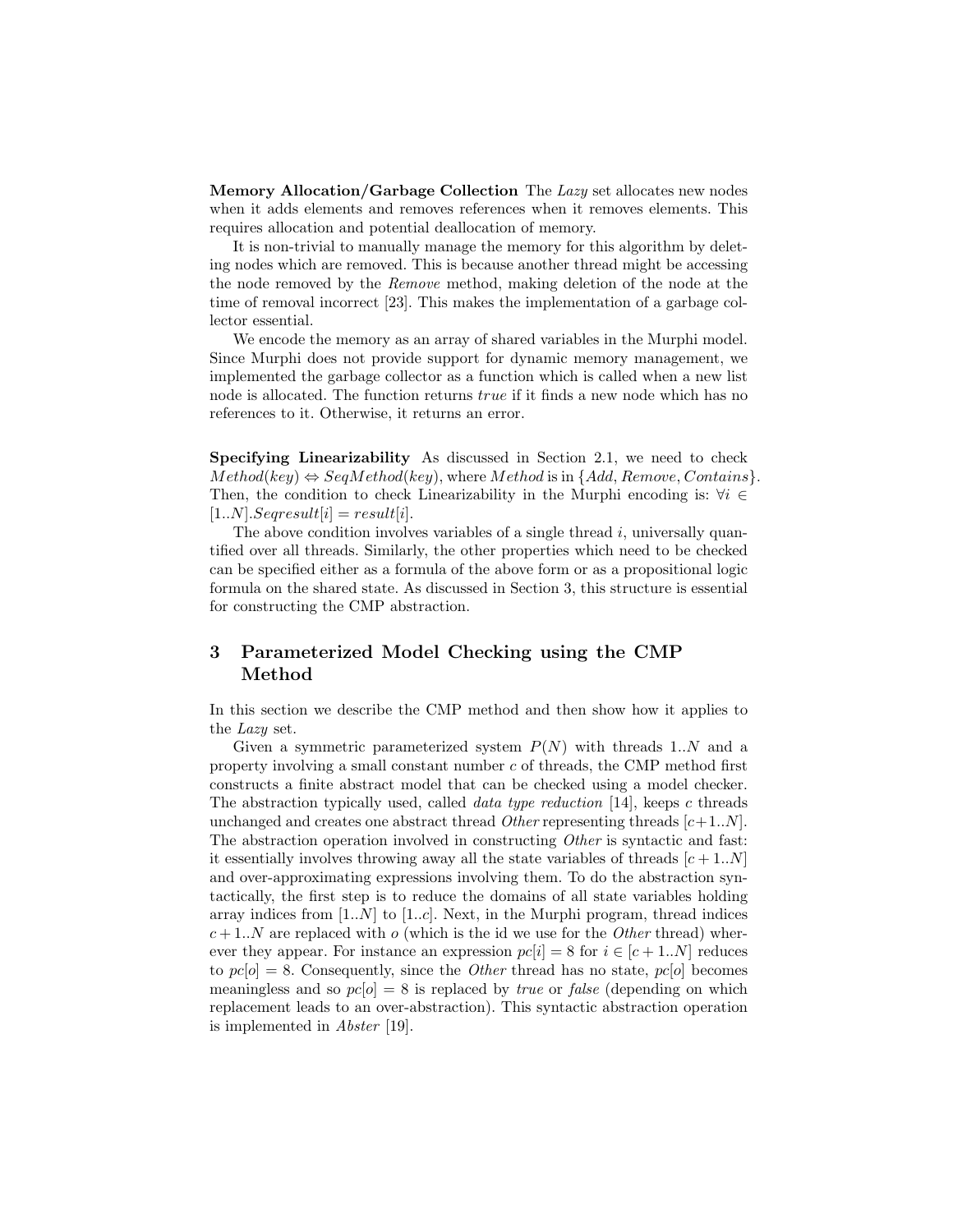**Memory Allocation/Garbage Collection** The *Lazy* set allocates new nodes when it adds elements and removes references when it removes elements. This requires allocation and potential deallocation of memory.

It is non-trivial to manually manage the memory for this algorithm by deleting nodes which are removed. This is because another thread might be accessing the node removed by the *Remove* method, making deletion of the node at the time of removal incorrect [23]. This makes the implementation of a garbage collector essential.

We encode the memory as an array of shared variables in the Murphi model. Since Murphi does not provide support for dynamic memory management, we implemented the garbage collector as a function which is called when a new list node is allocated. The function returns *true* if it finds a new node which has no references to it. Otherwise, it returns an error.

**Specifying Linearizability** As discussed in Section 2.1, we need to check $Method(key) \Leftrightarrow SeqMethod(key)$, where $Method$ is in $\{Add, Remove, Contains\}$. Then, the condition to check Linearizability in the Murphi encoding is: $\forall i \in [1..N].Seqresult[i] = result[i]$.

The above condition involves variables of a single thread $i$, universally quantified over all threads. Similarly, the other properties which need to be checked can be specified either as a formula of the above form or as a propositional logic formula on the shared state. As discussed in Section 3, this structure is essential for constructing the CMP abstraction.

## 3 Parameterized Model Checking using the CMP Method

In this section we describe the CMP method and then show how it applies to the *Lazy* set.

Given a symmetric parameterized system $P(N)$ with threads $1..N$ and a property involving a small constant number $c$ of threads, the CMP method first constructs a finite abstract model that can be checked using a model checker. The abstraction typically used, called *data type reduction* [14], keeps $c$ threads unchanged and creates one abstract thread *Other* representing threads $[c+1..N]$. The abstraction operation involved in constructing *Other* is syntactic and fast: it essentially involves throwing away all the state variables of threads $[c+1..N]$ and over-approximating expressions involving them. To do the abstraction syntactically, the first step is to reduce the domains of all state variables holding array indices from $[1..N]$ to $[1..c]$. Next, in the Murphi program, thread indices $c+1..N$ are replaced with $o$ (which is the id we use for the *Other* thread) wherever they appear. For instance an expression $pc[i] = 8$ for $i \in [c+1..N]$ reduces to $pc[o] = 8$. Consequently, since the *Other* thread has no state, $pc[o]$ becomes meaningless and so $pc[o] = 8$ is replaced by *true* or *false* (depending on which replacement leads to an over-abstraction). This syntactic abstraction operation is implemented in *Abster* [19].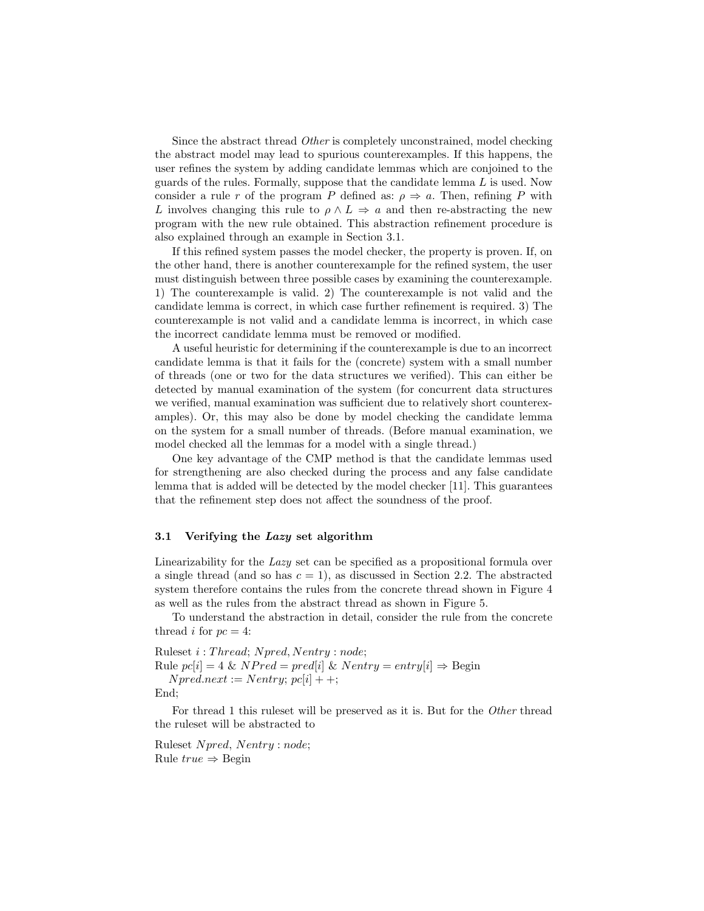Since the abstract thread *Other* is completely unconstrained, model checking the abstract model may lead to spurious counterexamples. If this happens, the user refines the system by adding candidate lemmas which are conjoined to the guards of the rules. Formally, suppose that the candidate lemma $L$ is used. Now consider a rule $r$ of the program $P$ defined as: $\rho \Rightarrow a$. Then, refining $P$ with $L$ involves changing this rule to $\rho \wedge L \Rightarrow a$ and then re-abstracting the new program with the new rule obtained. This abstraction refinement procedure is also explained through an example in Section 3.1.

If this refined system passes the model checker, the property is proven. If, on the other hand, there is another counterexample for the refined system, the user must distinguish between three possible cases by examining the counterexample. 1) The counterexample is valid. 2) The counterexample is not valid and the candidate lemma is correct, in which case further refinement is required. 3) The counterexample is not valid and a candidate lemma is incorrect, in which case the incorrect candidate lemma must be removed or modified.

A useful heuristic for determining if the counterexample is due to an incorrect candidate lemma is that it fails for the (concrete) system with a small number of threads (one or two for the data structures we verified). This can either be detected by manual examination of the system (for concurrent data structures we verified, manual examination was sufficient due to relatively short counterexamples). Or, this may also be done by model checking the candidate lemma on the system for a small number of threads. (Before manual examination, we model checked all the lemmas for a model with a single thread.)

One key advantage of the CMP method is that the candidate lemmas used for strengthening are also checked during the process and any false candidate lemma that is added will be detected by the model checker [11]. This guarantees that the refinement step does not affect the soundness of the proof.

### 3.1 Verifying the *Lazy* set algorithm

Linearizability for the *Lazy* set can be specified as a propositional formula over a single thread (and so has $c = 1$), as discussed in Section 2.2. The abstracted system therefore contains the rules from the concrete thread shown in Figure 4 as well as the rules from the abstract thread as shown in Figure 5.

To understand the abstraction in detail, consider the rule from the concrete thread $i$ for $pc = 4$:

Ruleset $i : Thread$; $Npred, Nentry : node$;
Rule $pc[i] = 4$ & $NPred = pred[i]$ & $Nentry = entry[i] \Rightarrow$ Begin
  $Npred.next := Nentry$; $pc[i] ++$;
End;

For thread 1 this ruleset will be preserved as it is. But for the *Other* thread the ruleset will be abstracted to

Ruleset $Npred$, $Nentry : node$;
Rule $true \Rightarrow$ Begin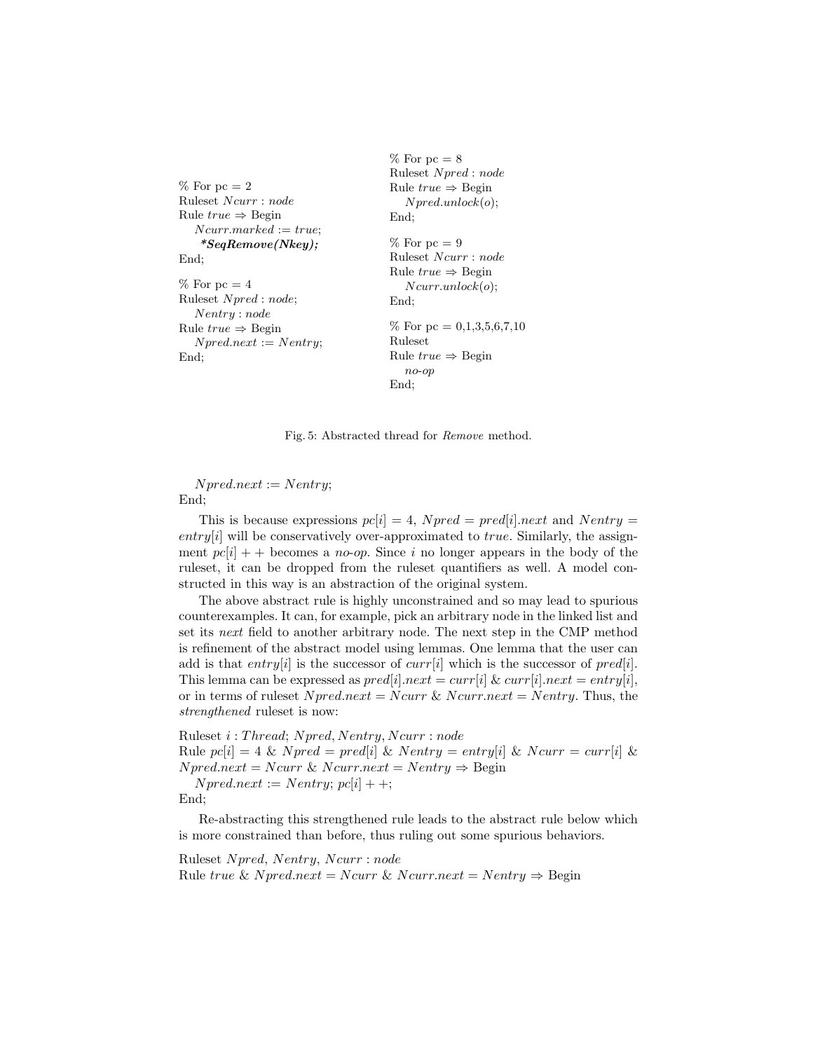```
% For pc = 2
Ruleset Ncurr : node
Rule true ⇒ Begin
    Ncurr.marked := true;
    *SeqRemove(Nkey);
End;

% For pc = 4
Ruleset Npred : node;
    Nentry : node
Rule true ⇒ Begin
    Npred.next := Nentry;
End;

% For pc = 8
Ruleset Npred : node
Rule true ⇒ Begin
    Npred.unlock(o);
End;

% For pc = 9
Ruleset Ncurr : node
Rule true ⇒ Begin
    Ncurr.unlock(o);
End;

% For pc = 0,1,3,5,6,7,10
Ruleset
Rule true ⇒ Begin
    no-op
End;
```

Fig. 5: Abstracted thread for *Remove* method.

```
    Npred.next := Nentry;
End;
```

This is because expressions $pc[i] = 4$, $Npred = pred[i].next$ and $Nentry = entry[i]$ will be conservatively over-approximated to *true*. Similarly, the assignment $pc[i] + +$ becomes a *no-op*. Since $i$ no longer appears in the body of the ruleset, it can be dropped from the ruleset quantifiers as well. A model constructed in this way is an abstraction of the original system.

The above abstract rule is highly unconstrained and so may lead to spurious counterexamples. It can, for example, pick an arbitrary node in the linked list and set its *next* field to another arbitrary node. The next step in the CMP method is refinement of the abstract model using lemmas. One lemma that the user can add is that $entry[i]$ is the successor of $curr[i]$ which is the successor of $pred[i]$. This lemma can be expressed as $pred[i].next = curr[i]$ & $curr[i].next = entry[i]$, or in terms of ruleset $Npred.next = Ncurr$ & $Ncurr.next = Nentry$. Thus, the *strengthened* ruleset is now:

```
Ruleset i : Thread; Npred, Nentry, Ncurr : node
Rule pc[i] = 4 & Npred = pred[i] & Nentry = entry[i] & Ncurr = curr[i] &
Npred.next = Ncurr & Ncurr.next = Nentry ⇒ Begin
    Npred.next := Nentry; pc[i] + +;
End;
```

Re-abstracting this strengthened rule leads to the abstract rule below which is more constrained than before, thus ruling out some spurious behaviors.

```
Ruleset Npred, Nentry, Ncurr : node
Rule true & Npred.next = Ncurr & Ncurr.next = Nentry ⇒ Begin
```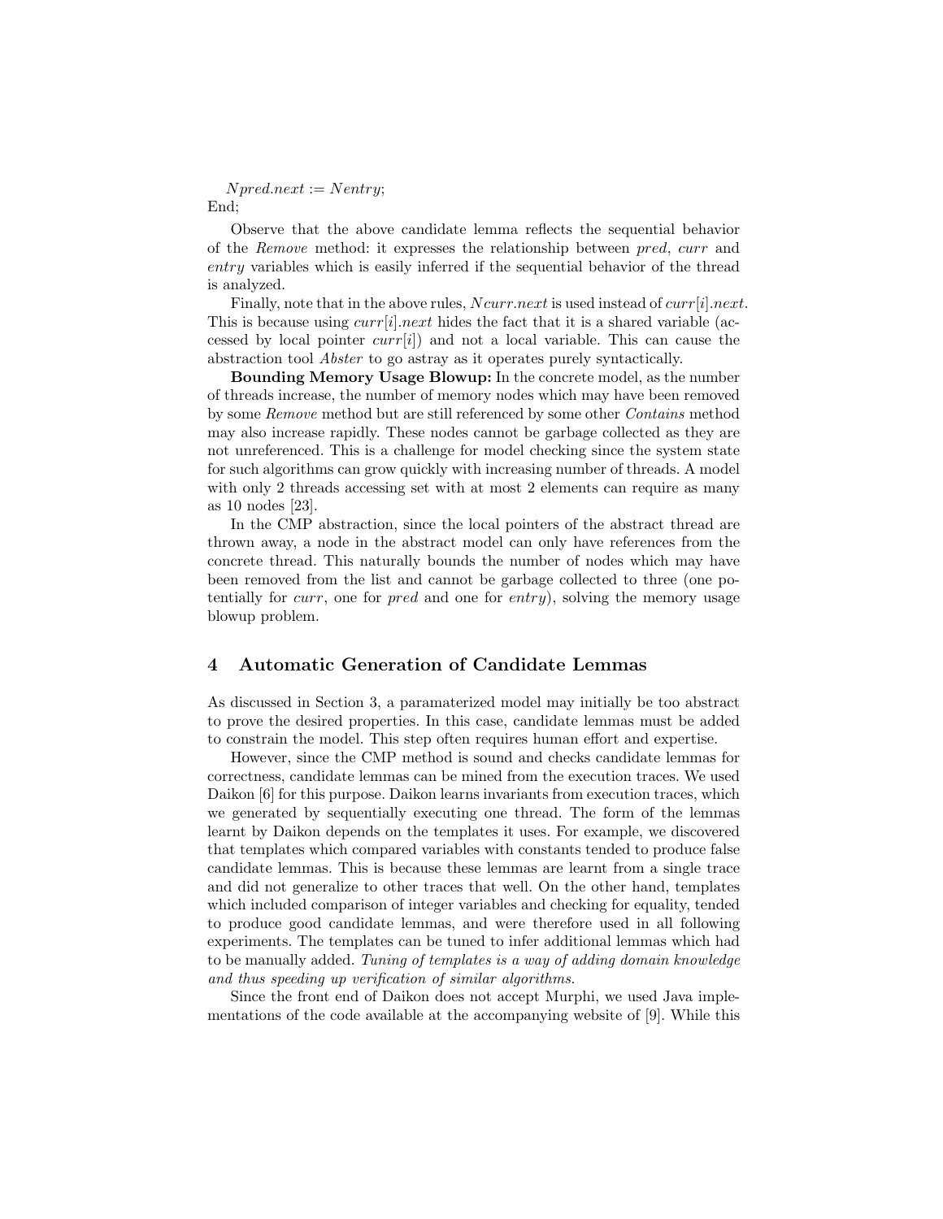$Npred.next := Nentry;$
End;

Observe that the above candidate lemma reflects the sequential behavior of the *Remove* method: it expresses the relationship between *pred*, *curr* and *entry* variables which is easily inferred if the sequential behavior of the thread is analyzed.

Finally, note that in the above rules, $Ncurr.next$ is used instead of $curr[i].next$. This is because using $curr[i].next$ hides the fact that it is a shared variable (accessed by local pointer $curr[i]$) and not a local variable. This can cause the abstraction tool *Abster* to go astray as it operates purely syntactically.

**Bounding Memory Usage Blowup:** In the concrete model, as the number of threads increase, the number of memory nodes which may have been removed by some *Remove* method but are still referenced by some other *Contains* method may also increase rapidly. These nodes cannot be garbage collected as they are not unreferenced. This is a challenge for model checking since the system state for such algorithms can grow quickly with increasing number of threads. A model with only 2 threads accessing set with at most 2 elements can require as many as 10 nodes [23].

In the CMP abstraction, since the local pointers of the abstract thread are thrown away, a node in the abstract model can only have references from the concrete thread. This naturally bounds the number of nodes which may have been removed from the list and cannot be garbage collected to three (one potentially for *curr*, one for *pred* and one for *entry*), solving the memory usage blowup problem.

## 4 Automatic Generation of Candidate Lemmas

As discussed in Section 3, a paramaterized model may initially be too abstract to prove the desired properties. In this case, candidate lemmas must be added to constrain the model. This step often requires human effort and expertise.

However, since the CMP method is sound and checks candidate lemmas for correctness, candidate lemmas can be mined from the execution traces. We used Daikon [6] for this purpose. Daikon learns invariants from execution traces, which we generated by sequentially executing one thread. The form of the lemmas learnt by Daikon depends on the templates it uses. For example, we discovered that templates which compared variables with constants tended to produce false candidate lemmas. This is because these lemmas are learnt from a single trace and did not generalize to other traces that well. On the other hand, templates which included comparison of integer variables and checking for equality, tended to produce good candidate lemmas, and were therefore used in all following experiments. The templates can be tuned to infer additional lemmas which had to be manually added. *Tuning of templates is a way of adding domain knowledge and thus speeding up verification of similar algorithms.*

Since the front end of Daikon does not accept Murphi, we used Java implementations of the code available at the accompanying website of [9]. While this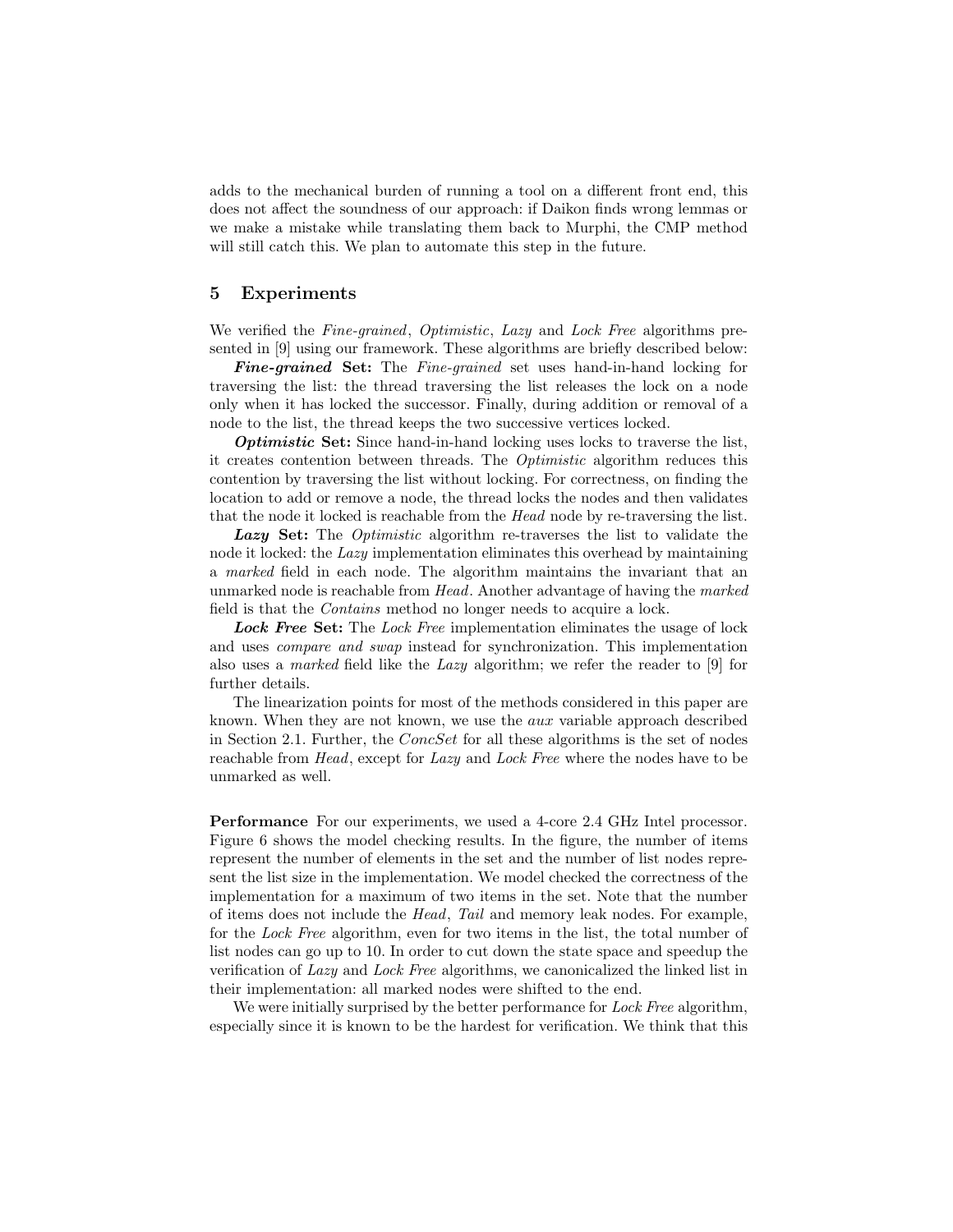adds to the mechanical burden of running a tool on a different front end, this does not affect the soundness of our approach: if Daikon finds wrong lemmas or we make a mistake while translating them back to Murphi, the CMP method will still catch this. We plan to automate this step in the future.

## 5 Experiments

We verified the *Fine-grained*, *Optimistic*, *Lazy* and *Lock Free* algorithms presented in [9] using our framework. These algorithms are briefly described below:

***Fine-grained* Set:** The *Fine-grained* set uses hand-in-hand locking for traversing the list: the thread traversing the list releases the lock on a node only when it has locked the successor. Finally, during addition or removal of a node to the list, the thread keeps the two successive vertices locked.

***Optimistic* Set:** Since hand-in-hand locking uses locks to traverse the list, it creates contention between threads. The *Optimistic* algorithm reduces this contention by traversing the list without locking. For correctness, on finding the location to add or remove a node, the thread locks the nodes and then validates that the node it locked is reachable from the *Head* node by re-traversing the list.

***Lazy* Set:** The *Optimistic* algorithm re-traverses the list to validate the node it locked: the *Lazy* implementation eliminates this overhead by maintaining a *marked* field in each node. The algorithm maintains the invariant that an unmarked node is reachable from *Head*. Another advantage of having the *marked* field is that the *Contains* method no longer needs to acquire a lock.

***Lock Free* Set:** The *Lock Free* implementation eliminates the usage of lock and uses *compare and swap* instead for synchronization. This implementation also uses a *marked* field like the *Lazy* algorithm; we refer the reader to [9] for further details.

The linearization points for most of the methods considered in this paper are known. When they are not known, we use the *aux* variable approach described in Section 2.1. Further, the *ConcSet* for all these algorithms is the set of nodes reachable from *Head*, except for *Lazy* and *Lock Free* where the nodes have to be unmarked as well.

**Performance** For our experiments, we used a 4-core 2.4 GHz Intel processor. Figure 6 shows the model checking results. In the figure, the number of items represent the number of elements in the set and the number of list nodes represent the list size in the implementation. We model checked the correctness of the implementation for a maximum of two items in the set. Note that the number of items does not include the *Head*, *Tail* and memory leak nodes. For example, for the *Lock Free* algorithm, even for two items in the list, the total number of list nodes can go up to 10. In order to cut down the state space and speedup the verification of *Lazy* and *Lock Free* algorithms, we canonicalized the linked list in their implementation: all marked nodes were shifted to the end.

We were initially surprised by the better performance for *Lock Free* algorithm, especially since it is known to be the hardest for verification. We think that this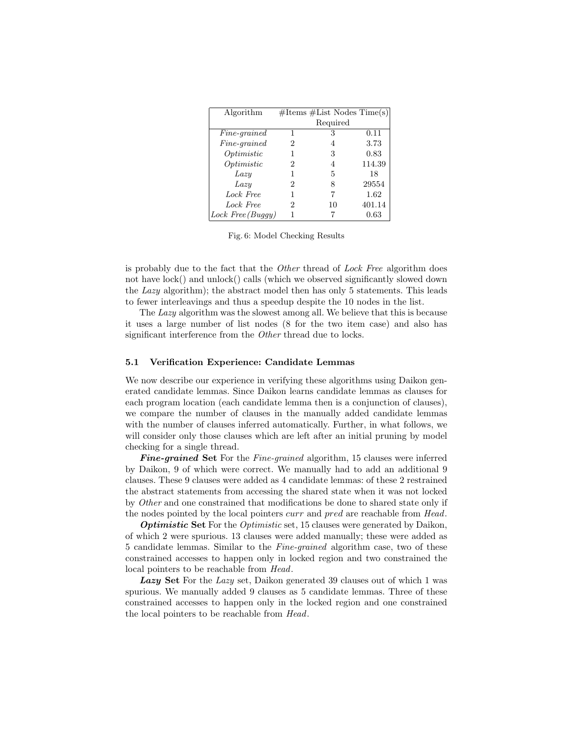| Algorithm | #Items | #List Nodes Required | Time(s) |
|---|---|---|---|
| *Fine-grained* | 1 | 3 | 0.11 |
| *Fine-grained* | 2 | 4 | 3.73 |
| *Optimistic* | 1 | 3 | 0.83 |
| *Optimistic* | 2 | 4 | 114.39 |
| *Lazy* | 1 | 5 | 18 |
| *Lazy* | 2 | 8 | 29554 |
| *Lock Free* | 1 | 7 | 1.62 |
| *Lock Free* | 2 | 10 | 401.14 |
| *Lock Free (Buggy)* | 1 | 7 | 0.63 |

Fig. 6: Model Checking Results

is probably due to the fact that the *Other* thread of *Lock Free* algorithm does not have lock() and unlock() calls (which we observed significantly slowed down the *Lazy* algorithm); the abstract model then has only 5 statements. This leads to fewer interleavings and thus a speedup despite the 10 nodes in the list.

The *Lazy* algorithm was the slowest among all. We believe that this is because it uses a large number of list nodes (8 for the two item case) and also has significant interference from the *Other* thread due to locks.

### 5.1 Verification Experience: Candidate Lemmas

We now describe our experience in verifying these algorithms using Daikon generated candidate lemmas. Since Daikon learns candidate lemmas as clauses for each program location (each candidate lemma then is a conjunction of clauses), we compare the number of clauses in the manually added candidate lemmas with the number of clauses inferred automatically. Further, in what follows, we will consider only those clauses which are left after an initial pruning by model checking for a single thread.

***Fine-grained* Set** For the *Fine-grained* algorithm, 15 clauses were inferred by Daikon, 9 of which were correct. We manually had to add an additional 9 clauses. These 9 clauses were added as 4 candidate lemmas: of these 2 restrained the abstract statements from accessing the shared state when it was not locked by *Other* and one constrained that modifications be done to shared state only if the nodes pointed by the local pointers *curr* and *pred* are reachable from *Head*.

***Optimistic* Set** For the *Optimistic* set, 15 clauses were generated by Daikon, of which 2 were spurious. 13 clauses were added manually; these were added as 5 candidate lemmas. Similar to the *Fine-grained* algorithm case, two of these constrained accesses to happen only in locked region and two constrained the local pointers to be reachable from *Head*.

***Lazy* Set** For the *Lazy* set, Daikon generated 39 clauses out of which 1 was spurious. We manually added 9 clauses as 5 candidate lemmas. Three of these constrained accesses to happen only in the locked region and one constrained the local pointers to be reachable from *Head*.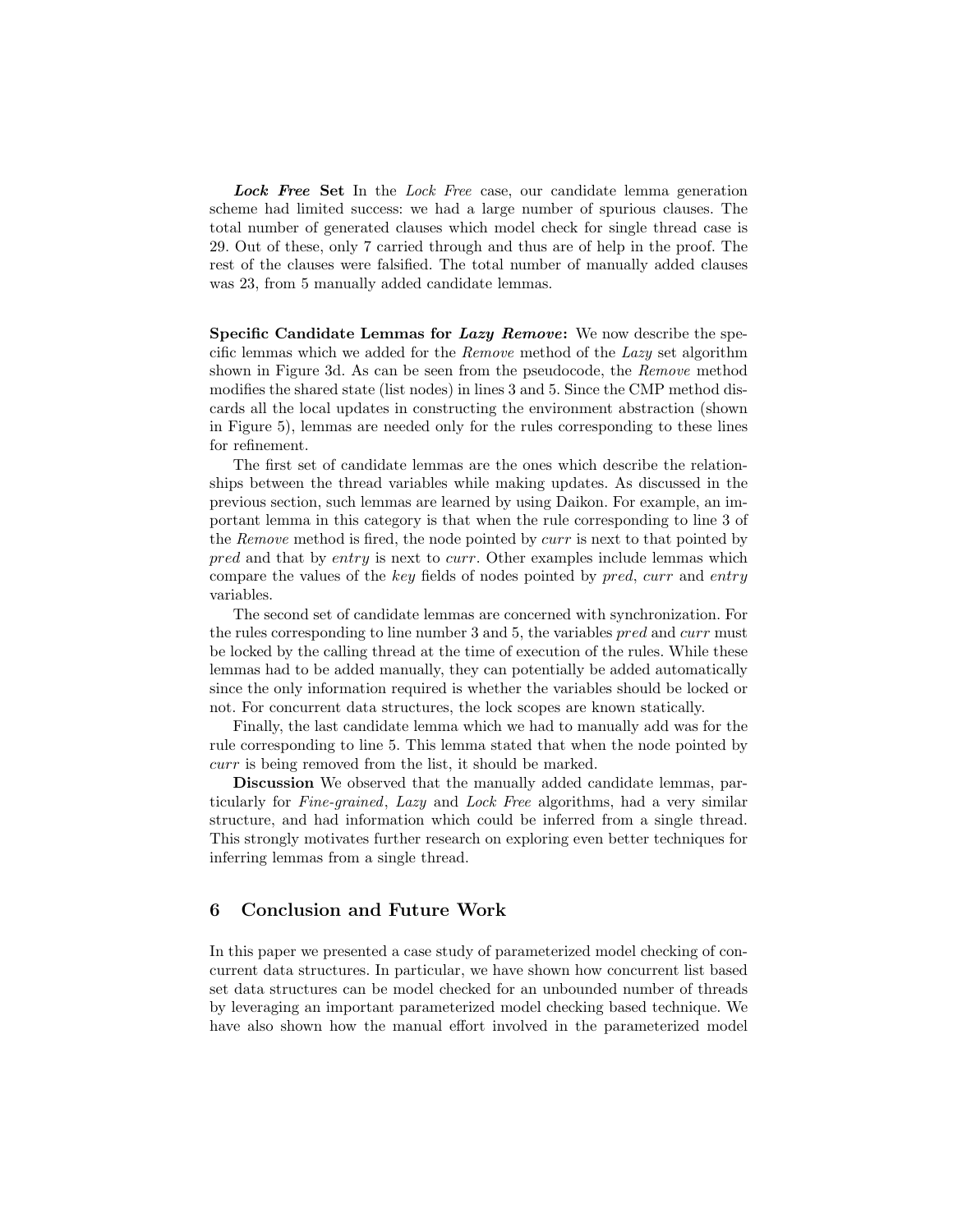***Lock Free* Set** In the *Lock Free* case, our candidate lemma generation scheme had limited success: we had a large number of spurious clauses. The total number of generated clauses which model check for single thread case is 29. Out of these, only 7 carried through and thus are of help in the proof. The rest of the clauses were falsified. The total number of manually added clauses was 23, from 5 manually added candidate lemmas.

**Specific Candidate Lemmas for *Lazy Remove*:** We now describe the specific lemmas which we added for the *Remove* method of the *Lazy* set algorithm shown in Figure 3d. As can be seen from the pseudocode, the *Remove* method modifies the shared state (list nodes) in lines 3 and 5. Since the CMP method discards all the local updates in constructing the environment abstraction (shown in Figure 5), lemmas are needed only for the rules corresponding to these lines for refinement.

The first set of candidate lemmas are the ones which describe the relationships between the thread variables while making updates. As discussed in the previous section, such lemmas are learned by using Daikon. For example, an important lemma in this category is that when the rule corresponding to line 3 of the *Remove* method is fired, the node pointed by *curr* is next to that pointed by *pred* and that by *entry* is next to *curr*. Other examples include lemmas which compare the values of the *key* fields of nodes pointed by *pred*, *curr* and *entry* variables.

The second set of candidate lemmas are concerned with synchronization. For the rules corresponding to line number 3 and 5, the variables *pred* and *curr* must be locked by the calling thread at the time of execution of the rules. While these lemmas had to be added manually, they can potentially be added automatically since the only information required is whether the variables should be locked or not. For concurrent data structures, the lock scopes are known statically.

Finally, the last candidate lemma which we had to manually add was for the rule corresponding to line 5. This lemma stated that when the node pointed by *curr* is being removed from the list, it should be marked.

**Discussion** We observed that the manually added candidate lemmas, particularly for *Fine-grained*, *Lazy* and *Lock Free* algorithms, had a very similar structure, and had information which could be inferred from a single thread. This strongly motivates further research on exploring even better techniques for inferring lemmas from a single thread.

## 6 Conclusion and Future Work

In this paper we presented a case study of parameterized model checking of concurrent data structures. In particular, we have shown how concurrent list based set data structures can be model checked for an unbounded number of threads by leveraging an important parameterized model checking based technique. We have also shown how the manual effort involved in the parameterized model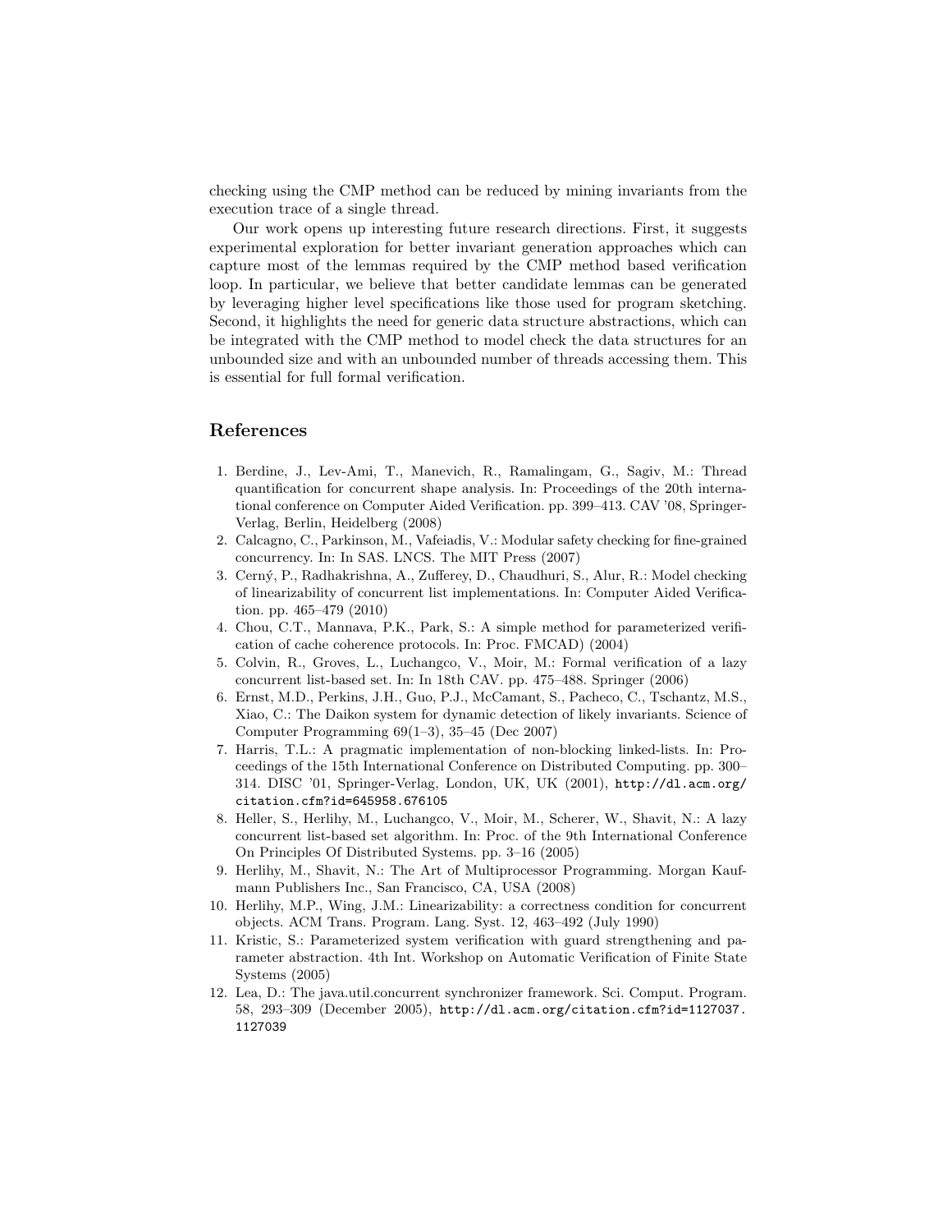checking using the CMP method can be reduced by mining invariants from the execution trace of a single thread.

Our work opens up interesting future research directions. First, it suggests experimental exploration for better invariant generation approaches which can capture most of the lemmas required by the CMP method based verification loop. In particular, we believe that better candidate lemmas can be generated by leveraging higher level specifications like those used for program sketching. Second, it highlights the need for generic data structure abstractions, which can be integrated with the CMP method to model check the data structures for an unbounded size and with an unbounded number of threads accessing them. This is essential for full formal verification.

## References

1. Berdine, J., Lev-Ami, T., Manevich, R., Ramalingam, G., Sagiv, M.: Thread quantification for concurrent shape analysis. In: Proceedings of the 20th international conference on Computer Aided Verification. pp. 399–413. CAV '08, Springer-Verlag, Berlin, Heidelberg (2008)
2. Calcagno, C., Parkinson, M., Vafeiadis, V.: Modular safety checking for fine-grained concurrency. In: In SAS. LNCS. The MIT Press (2007)
3. Cerný, P., Radhakrishna, A., Zufferey, D., Chaudhuri, S., Alur, R.: Model checking of linearizability of concurrent list implementations. In: Computer Aided Verification. pp. 465–479 (2010)
4. Chou, C.T., Mannava, P.K., Park, S.: A simple method for parameterized verification of cache coherence protocols. In: Proc. FMCAD) (2004)
5. Colvin, R., Groves, L., Luchangco, V., Moir, M.: Formal verification of a lazy concurrent list-based set. In: In 18th CAV. pp. 475–488. Springer (2006)
6. Ernst, M.D., Perkins, J.H., Guo, P.J., McCamant, S., Pacheco, C., Tschantz, M.S., Xiao, C.: The Daikon system for dynamic detection of likely invariants. Science of Computer Programming 69(1–3), 35–45 (Dec 2007)
7. Harris, T.L.: A pragmatic implementation of non-blocking linked-lists. In: Proceedings of the 15th International Conference on Distributed Computing. pp. 300–314. DISC '01, Springer-Verlag, London, UK, UK (2001), http://dl.acm.org/citation.cfm?id=645958.676105
8. Heller, S., Herlihy, M., Luchangco, V., Moir, M., Scherer, W., Shavit, N.: A lazy concurrent list-based set algorithm. In: Proc. of the 9th International Conference On Principles Of Distributed Systems. pp. 3–16 (2005)
9. Herlihy, M., Shavit, N.: The Art of Multiprocessor Programming. Morgan Kaufmann Publishers Inc., San Francisco, CA, USA (2008)
10. Herlihy, M.P., Wing, J.M.: Linearizability: a correctness condition for concurrent objects. ACM Trans. Program. Lang. Syst. 12, 463–492 (July 1990)
11. Kristic, S.: Parameterized system verification with guard strengthening and parameter abstraction. 4th Int. Workshop on Automatic Verification of Finite State Systems (2005)
12. Lea, D.: The java.util.concurrent synchronizer framework. Sci. Comput. Program. 58, 293–309 (December 2005), http://dl.acm.org/citation.cfm?id=1127037.1127039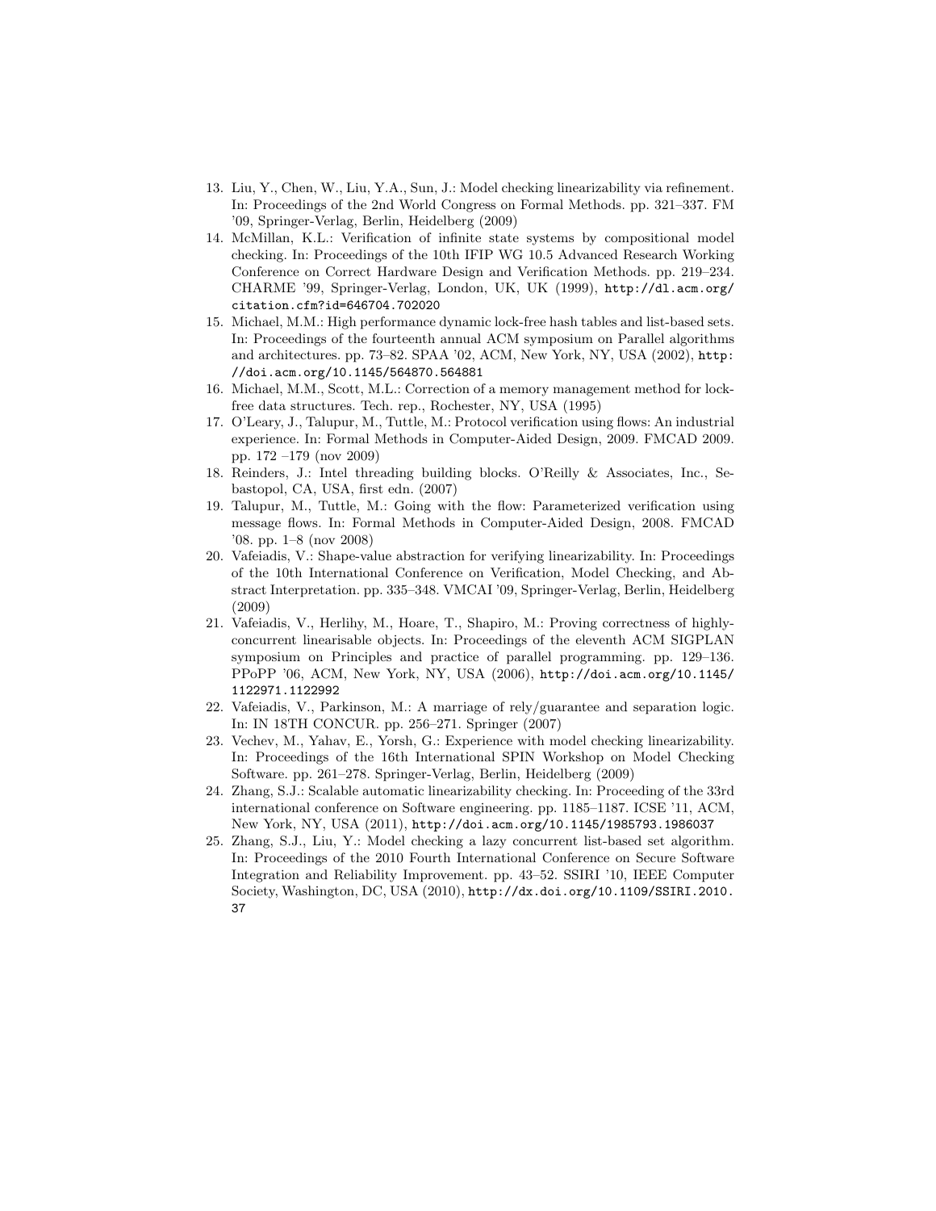13. Liu, Y., Chen, W., Liu, Y.A., Sun, J.: Model checking linearizability via refinement. In: Proceedings of the 2nd World Congress on Formal Methods. pp. 321–337. FM '09, Springer-Verlag, Berlin, Heidelberg (2009)
14. McMillan, K.L.: Verification of infinite state systems by compositional model checking. In: Proceedings of the 10th IFIP WG 10.5 Advanced Research Working Conference on Correct Hardware Design and Verification Methods. pp. 219–234. CHARME '99, Springer-Verlag, London, UK, UK (1999), `http://dl.acm.org/citation.cfm?id=646704.702020`
15. Michael, M.M.: High performance dynamic lock-free hash tables and list-based sets. In: Proceedings of the fourteenth annual ACM symposium on Parallel algorithms and architectures. pp. 73–82. SPAA '02, ACM, New York, NY, USA (2002), `http://doi.acm.org/10.1145/564870.564881`
16. Michael, M.M., Scott, M.L.: Correction of a memory management method for lock-free data structures. Tech. rep., Rochester, NY, USA (1995)
17. O'Leary, J., Talupur, M., Tuttle, M.: Protocol verification using flows: An industrial experience. In: Formal Methods in Computer-Aided Design, 2009. FMCAD 2009. pp. 172 –179 (nov 2009)
18. Reinders, J.: Intel threading building blocks. O'Reilly & Associates, Inc., Sebastopol, CA, USA, first edn. (2007)
19. Talupur, M., Tuttle, M.: Going with the flow: Parameterized verification using message flows. In: Formal Methods in Computer-Aided Design, 2008. FMCAD '08. pp. 1–8 (nov 2008)
20. Vafeiadis, V.: Shape-value abstraction for verifying linearizability. In: Proceedings of the 10th International Conference on Verification, Model Checking, and Abstract Interpretation. pp. 335–348. VMCAI '09, Springer-Verlag, Berlin, Heidelberg (2009)
21. Vafeiadis, V., Herlihy, M., Hoare, T., Shapiro, M.: Proving correctness of highly-concurrent linearisable objects. In: Proceedings of the eleventh ACM SIGPLAN symposium on Principles and practice of parallel programming. pp. 129–136. PPoPP '06, ACM, New York, NY, USA (2006), `http://doi.acm.org/10.1145/1122971.1122992`
22. Vafeiadis, V., Parkinson, M.: A marriage of rely/guarantee and separation logic. In: IN 18TH CONCUR. pp. 256–271. Springer (2007)
23. Vechev, M., Yahav, E., Yorsh, G.: Experience with model checking linearizability. In: Proceedings of the 16th International SPIN Workshop on Model Checking Software. pp. 261–278. Springer-Verlag, Berlin, Heidelberg (2009)
24. Zhang, S.J.: Scalable automatic linearizability checking. In: Proceeding of the 33rd international conference on Software engineering. pp. 1185–1187. ICSE '11, ACM, New York, NY, USA (2011), `http://doi.acm.org/10.1145/1985793.1986037`
25. Zhang, S.J., Liu, Y.: Model checking a lazy concurrent list-based set algorithm. In: Proceedings of the 2010 Fourth International Conference on Secure Software Integration and Reliability Improvement. pp. 43–52. SSIRI '10, IEEE Computer Society, Washington, DC, USA (2010), `http://dx.doi.org/10.1109/SSIRI.2010.37`